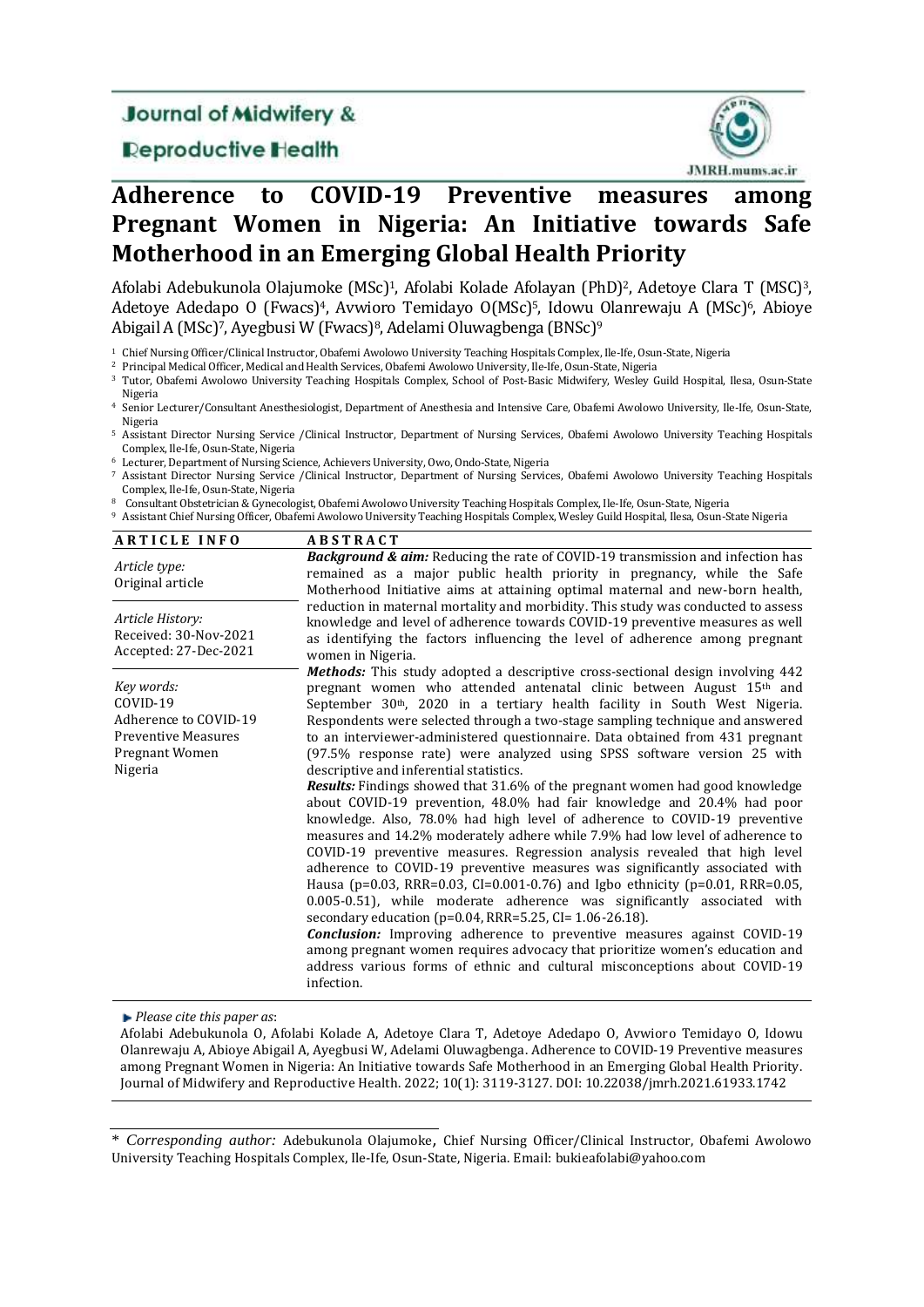Journal of Midwifery & Reproductive Health

JMRH.mums.ac.ir

# Adherence to COVID-19 Preventive measures among Pregnant Women in Nigeria: An Initiative towards Safe Motherhood in an Emerging Global Health Priority

Afolabi Adebukunola Olajumoke (MSc)[1], Afolabi Kolade Afolayan (PhD)[2], Adetoye Clara T (MSC)[3], Adetoye Adedapo O (Fwacs)[4], Avwioro Temidayo O(MSc)[5], Idowu Olanrewaju A (MSc)[6], Abioye Abigail A (MSc)[7], Ayegbusi W (Fwacs)[8], Adelami Oluwagbenga (BNSc)[9]

[1] Chief Nursing Officer/Clinical Instructor, Obafemi Awolowo University Teaching Hospitals Complex, Ile-Ife, Osun-State, Nigeria

[2] Principal Medical Officer, Medical and Health Services, Obafemi Awolowo University, Ile-Ife, Osun-State, Nigeria

[3] Tutor, Obafemi Awolowo University Teaching Hospitals Complex, School of Post-Basic Midwifery, Wesley Guild Hospital, Ilesa, Osun-State Nigeria

[4] Senior Lecturer/Consultant Anesthesiologist, Department of Anesthesia and Intensive Care, Obafemi Awolowo University, Ile-Ife, Osun-State, Nigeria

[5] Assistant Director Nursing Service /Clinical Instructor, Department of Nursing Services, Obafemi Awolowo University Teaching Hospitals Complex, Ile-Ife, Osun-State, Nigeria

[6] Lecturer, Department of Nursing Science, Achievers University, Owo, Ondo-State, Nigeria

[7] Assistant Director Nursing Service /Clinical Instructor, Department of Nursing Services, Obafemi Awolowo University Teaching Hospitals Complex, Ile-Ife, Osun-State, Nigeria

[8] Consultant Obstetrician & Gynecologist, Obafemi Awolowo University Teaching Hospitals Complex, Ile-Ife, Osun-State, Nigeria

[9] Assistant Chief Nursing Officer, Obafemi Awolowo University Teaching Hospitals Complex, Wesley Guild Hospital, Ilesa, Osun-State Nigeria

**ARTICLE INFO**

*Article type:*
Original article

*Article History:*
Received: 30-Nov-2021
Accepted: 27-Dec-2021

*Key words:*
COVID-19
Adherence to COVID-19
Preventive Measures
Pregnant Women
Nigeria

**ABSTRACT**

***Background & aim:*** Reducing the rate of COVID-19 transmission and infection has remained as a major public health priority in pregnancy, while the Safe Motherhood Initiative aims at attaining optimal maternal and new-born health, reduction in maternal mortality and morbidity. This study was conducted to assess knowledge and level of adherence towards COVID-19 preventive measures as well as identifying the factors influencing the level of adherence among pregnant women in Nigeria.

***Methods:*** This study adopted a descriptive cross-sectional design involving 442 pregnant women who attended antenatal clinic between August 15th and September 30th, 2020 in a tertiary health facility in South West Nigeria. Respondents were selected through a two-stage sampling technique and answered to an interviewer-administered questionnaire. Data obtained from 431 pregnant (97.5% response rate) were analyzed using SPSS software version 25 with descriptive and inferential statistics.

***Results:*** Findings showed that 31.6% of the pregnant women had good knowledge about COVID-19 prevention, 48.0% had fair knowledge and 20.4% had poor knowledge. Also, 78.0% had high level of adherence to COVID-19 preventive measures and 14.2% moderately adhere while 7.9% had low level of adherence to COVID-19 preventive measures. Regression analysis revealed that high level adherence to COVID-19 preventive measures was significantly associated with Hausa (p=0.03, RRR=0.03, CI=0.001-0.76) and Igbo ethnicity (p=0.01, RRR=0.05, 0.005-0.51), while moderate adherence was significantly associated with secondary education (p=0.04, RRR=5.25, CI= 1.06-26.18).

***Conclusion:*** Improving adherence to preventive measures against COVID-19 among pregnant women requires advocacy that prioritize women's education and address various forms of ethnic and cultural misconceptions about COVID-19 infection.

*Please cite this paper as*:
Afolabi Adebukunola O, Afolabi Kolade A, Adetoye Clara T, Adetoye Adedapo O, Avwioro Temidayo O, Idowu Olanrewaju A, Abioye Abigail A, Ayegbusi W, Adelami Oluwagbenga. Adherence to COVID-19 Preventive measures among Pregnant Women in Nigeria: An Initiative towards Safe Motherhood in an Emerging Global Health Priority. Journal of Midwifery and Reproductive Health. 2022; 10(1): 3119-3127. DOI: 10.22038/jmrh.2021.61933.1742

\* *Corresponding author:* Adebukunola Olajumoke, Chief Nursing Officer/Clinical Instructor, Obafemi Awolowo University Teaching Hospitals Complex, Ile-Ife, Osun-State, Nigeria. Email: bukieafolabi@yahoo.com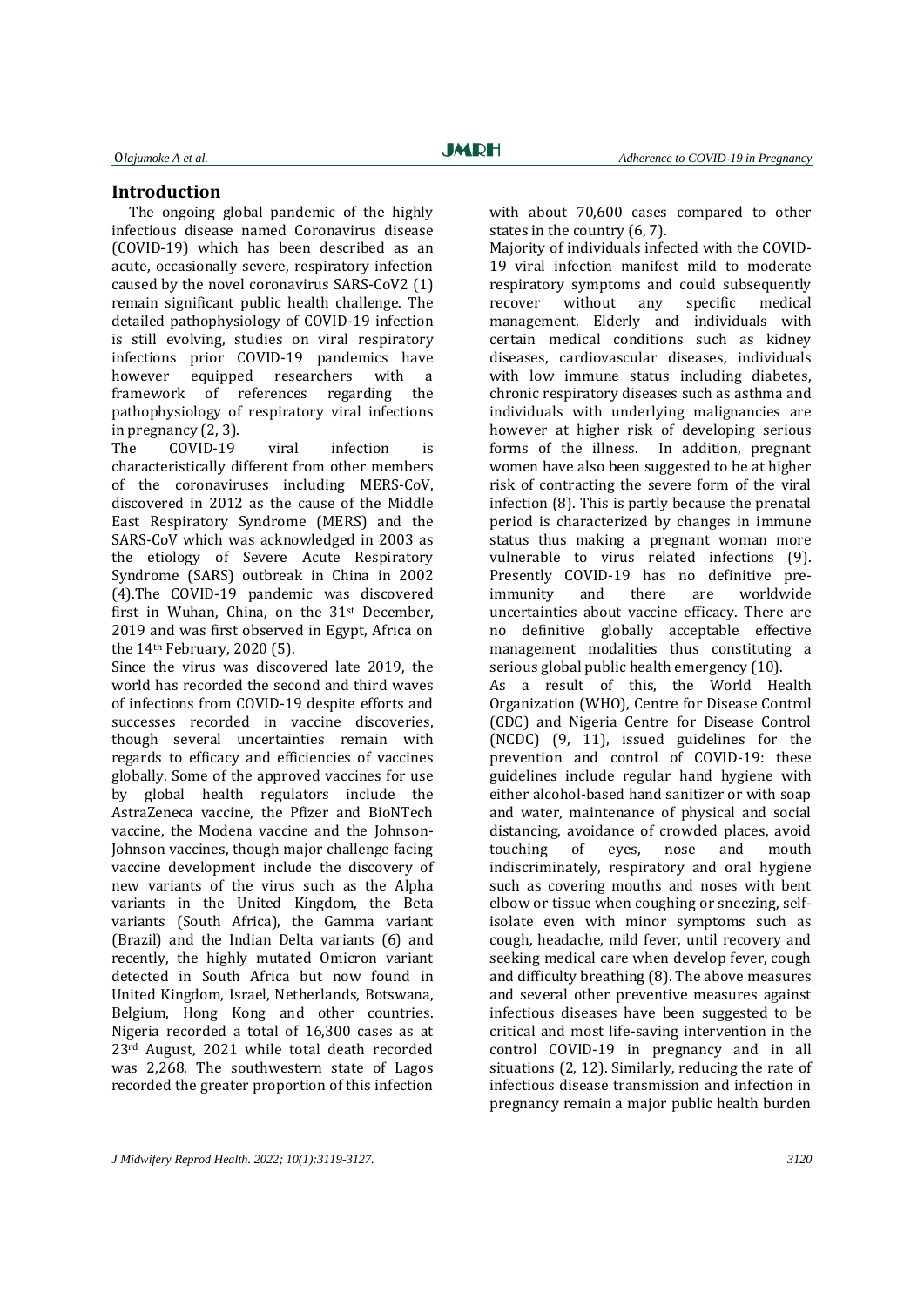## Introduction

The ongoing global pandemic of the highly infectious disease named Coronavirus disease (COVID-19) which has been described as an acute, occasionally severe, respiratory infection caused by the novel coronavirus SARS-CoV2 (1) remain significant public health challenge. The detailed pathophysiology of COVID-19 infection is still evolving, studies on viral respiratory infections prior COVID-19 pandemics have however equipped researchers with a framework of references regarding the pathophysiology of respiratory viral infections in pregnancy (2, 3).

The COVID-19 viral infection is characteristically different from other members of the coronaviruses including MERS-CoV, discovered in 2012 as the cause of the Middle East Respiratory Syndrome (MERS) and the SARS-CoV which was acknowledged in 2003 as the etiology of Severe Acute Respiratory Syndrome (SARS) outbreak in China in 2002 (4).The COVID-19 pandemic was discovered first in Wuhan, China, on the 31st December, 2019 and was first observed in Egypt, Africa on the 14th February, 2020 (5).

Since the virus was discovered late 2019, the world has recorded the second and third waves of infections from COVID-19 despite efforts and successes recorded in vaccine discoveries, though several uncertainties remain with regards to efficacy and efficiencies of vaccines globally. Some of the approved vaccines for use by global health regulators include the AstraZeneca vaccine, the Pfizer and BioNTech vaccine, the Modena vaccine and the Johnson-Johnson vaccines, though major challenge facing vaccine development include the discovery of new variants of the virus such as the Alpha variants in the United Kingdom, the Beta variants (South Africa), the Gamma variant (Brazil) and the Indian Delta variants (6) and recently, the highly mutated Omicron variant detected in South Africa but now found in United Kingdom, Israel, Netherlands, Botswana, Belgium, Hong Kong and other countries. Nigeria recorded a total of 16,300 cases as at 23rd August, 2021 while total death recorded was 2,268. The southwestern state of Lagos recorded the greater proportion of this infection with about 70,600 cases compared to other states in the country (6, 7).

Majority of individuals infected with the COVID-19 viral infection manifest mild to moderate respiratory symptoms and could subsequently recover without any specific medical management. Elderly and individuals with certain medical conditions such as kidney diseases, cardiovascular diseases, individuals with low immune status including diabetes, chronic respiratory diseases such as asthma and individuals with underlying malignancies are however at higher risk of developing serious forms of the illness. In addition, pregnant women have also been suggested to be at higher risk of contracting the severe form of the viral infection (8). This is partly because the prenatal period is characterized by changes in immune status thus making a pregnant woman more vulnerable to virus related infections (9). Presently COVID-19 has no definitive pre-immunity and there are worldwide uncertainties about vaccine efficacy. There are no definitive globally acceptable effective management modalities thus constituting a serious global public health emergency (10).

As a result of this, the World Health Organization (WHO), Centre for Disease Control (CDC) and Nigeria Centre for Disease Control (NCDC) (9, 11), issued guidelines for the prevention and control of COVID-19: these guidelines include regular hand hygiene with either alcohol-based hand sanitizer or with soap and water, maintenance of physical and social distancing, avoidance of crowded places, avoid touching of eyes, nose and mouth indiscriminately, respiratory and oral hygiene such as covering mouths and noses with bent elbow or tissue when coughing or sneezing, self-isolate even with minor symptoms such as cough, headache, mild fever, until recovery and seeking medical care when develop fever, cough and difficulty breathing (8). The above measures and several other preventive measures against infectious diseases have been suggested to be critical and most life-saving intervention in the control COVID-19 in pregnancy and in all situations (2, 12). Similarly, reducing the rate of infectious disease transmission and infection in pregnancy remain a major public health burden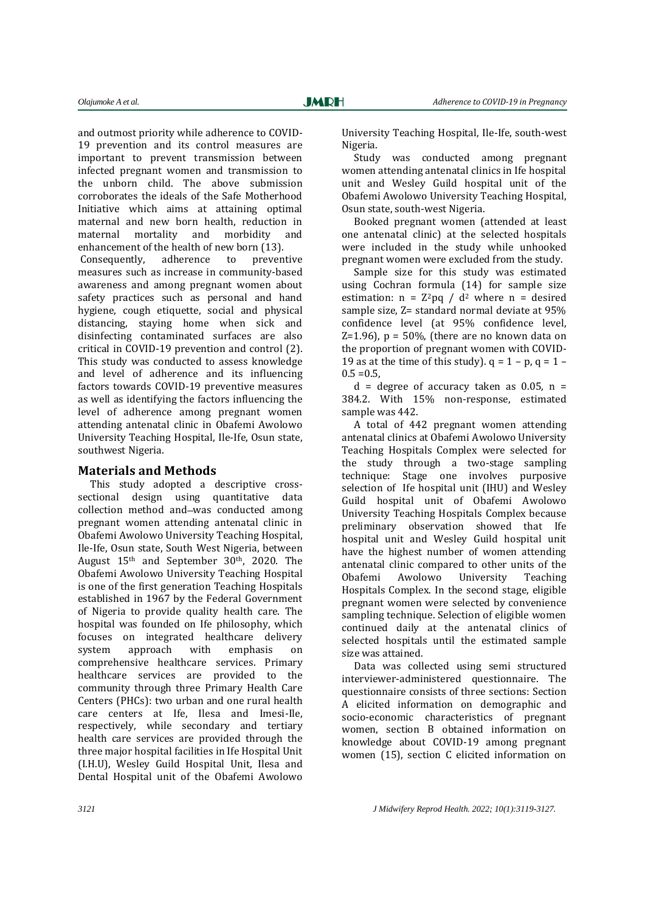and outmost priority while adherence to COVID-19 prevention and its control measures are important to prevent transmission between infected pregnant women and transmission to the unborn child. The above submission corroborates the ideals of the Safe Motherhood Initiative which aims at attaining optimal maternal and new born health, reduction in maternal mortality and morbidity and enhancement of the health of new born (13).

Consequently, adherence to preventive measures such as increase in community-based awareness and among pregnant women about safety practices such as personal and hand hygiene, cough etiquette, social and physical distancing, staying home when sick and disinfecting contaminated surfaces are also critical in COVID-19 prevention and control (2). This study was conducted to assess knowledge and level of adherence and its influencing factors towards COVID-19 preventive measures as well as identifying the factors influencing the level of adherence among pregnant women attending antenatal clinic in Obafemi Awolowo University Teaching Hospital, Ile-Ife, Osun state, southwest Nigeria.

## Materials and Methods

This study adopted a descriptive cross-sectional design using quantitative data collection method and was conducted among pregnant women attending antenatal clinic in Obafemi Awolowo University Teaching Hospital, Ile-Ife, Osun state, South West Nigeria, between August 15th and September 30th, 2020. The Obafemi Awolowo University Teaching Hospital is one of the first generation Teaching Hospitals established in 1967 by the Federal Government of Nigeria to provide quality health care. The hospital was founded on Ife philosophy, which focuses on integrated healthcare delivery system approach with emphasis on comprehensive healthcare services. Primary healthcare services are provided to the community through three Primary Health Care Centers (PHCs): two urban and one rural health care centers at Ife, Ilesa and Imesi-Ile, respectively, while secondary and tertiary health care services are provided through the three major hospital facilities in Ife Hospital Unit (I.H.U), Wesley Guild Hospital Unit, Ilesa and Dental Hospital unit of the Obafemi Awolowo University Teaching Hospital, Ile-Ife, south-west Nigeria.

Study was conducted among pregnant women attending antenatal clinics in Ife hospital unit and Wesley Guild hospital unit of the Obafemi Awolowo University Teaching Hospital, Osun state, south-west Nigeria.

Booked pregnant women (attended at least one antenatal clinic) at the selected hospitals were included in the study while unbooked pregnant women were excluded from the study.

Sample size for this study was estimated using Cochran formula (14) for sample size estimation: $n = Z^2pq / d^2$ where n = desired sample size, Z= standard normal deviate at 95% confidence level (at 95% confidence level, Z=1.96), p = 50%, (there are no known data on the proportion of pregnant women with COVID-19 as at the time of this study). $q = 1 - p$, $q = 1 - 0.5 = 0.5$,

d = degree of accuracy taken as 0.05, n = 384.2. With 15% non-response, estimated sample was 442.

A total of 442 pregnant women attending antenatal clinics at Obafemi Awolowo University Teaching Hospitals Complex were selected for the study through a two-stage sampling technique: Stage one involves purposive selection of Ife hospital unit (IHU) and Wesley Guild hospital unit of Obafemi Awolowo University Teaching Hospitals Complex because preliminary observation showed that Ife hospital unit and Wesley Guild hospital unit have the highest number of women attending antenatal clinic compared to other units of the Obafemi Awolowo University Teaching Hospitals Complex. In the second stage, eligible pregnant women were selected by convenience sampling technique. Selection of eligible women continued daily at the antenatal clinics of selected hospitals until the estimated sample size was attained.

Data was collected using semi structured interviewer-administered questionnaire. The questionnaire consists of three sections: Section A elicited information on demographic and socio-economic characteristics of pregnant women, section B obtained information on knowledge about COVID-19 among pregnant women (15), section C elicited information on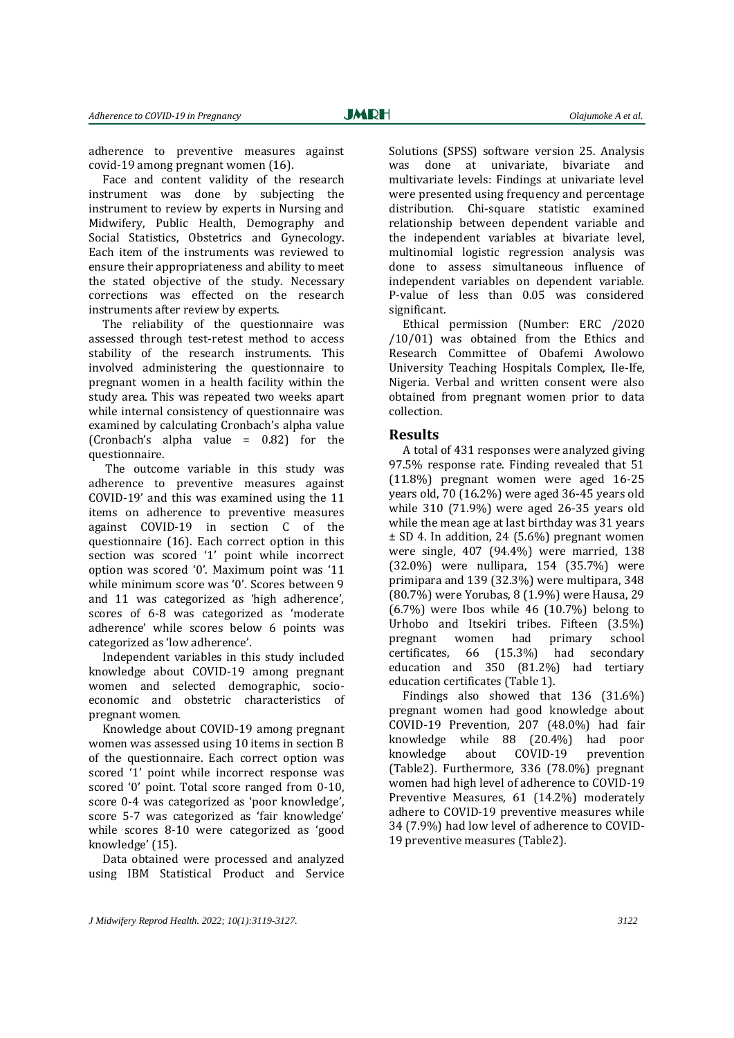adherence to preventive measures against covid-19 among pregnant women (16).

Face and content validity of the research instrument was done by subjecting the instrument to review by experts in Nursing and Midwifery, Public Health, Demography and Social Statistics, Obstetrics and Gynecology. Each item of the instruments was reviewed to ensure their appropriateness and ability to meet the stated objective of the study. Necessary corrections was effected on the research instruments after review by experts.

The reliability of the questionnaire was assessed through test-retest method to access stability of the research instruments. This involved administering the questionnaire to pregnant women in a health facility within the study area. This was repeated two weeks apart while internal consistency of questionnaire was examined by calculating Cronbach's alpha value (Cronbach's alpha value = 0.82) for the questionnaire.

The outcome variable in this study was adherence to preventive measures against COVID-19' and this was examined using the 11 items on adherence to preventive measures against COVID-19 in section C of the questionnaire (16). Each correct option in this section was scored '1' point while incorrect option was scored '0'. Maximum point was '11 while minimum score was '0'. Scores between 9 and 11 was categorized as 'high adherence', scores of 6-8 was categorized as 'moderate adherence' while scores below 6 points was categorized as 'low adherence'.

Independent variables in this study included knowledge about COVID-19 among pregnant women and selected demographic, socio-economic and obstetric characteristics of pregnant women.

Knowledge about COVID-19 among pregnant women was assessed using 10 items in section B of the questionnaire. Each correct option was scored '1' point while incorrect response was scored '0' point. Total score ranged from 0-10, score 0-4 was categorized as 'poor knowledge', score 5-7 was categorized as 'fair knowledge' while scores 8-10 were categorized as 'good knowledge' (15).

Data obtained were processed and analyzed using IBM Statistical Product and Service Solutions (SPSS) software version 25. Analysis was done at univariate, bivariate and multivariate levels: Findings at univariate level were presented using frequency and percentage distribution. Chi-square statistic examined relationship between dependent variable and the independent variables at bivariate level, multinomial logistic regression analysis was done to assess simultaneous influence of independent variables on dependent variable. P-value of less than 0.05 was considered significant.

Ethical permission (Number: ERC /2020 /10/01) was obtained from the Ethics and Research Committee of Obafemi Awolowo University Teaching Hospitals Complex, Ile-Ife, Nigeria. Verbal and written consent were also obtained from pregnant women prior to data collection.

## Results

A total of 431 responses were analyzed giving 97.5% response rate. Finding revealed that 51 (11.8%) pregnant women were aged 16-25 years old, 70 (16.2%) were aged 36-45 years old while 310 (71.9%) were aged 26-35 years old while the mean age at last birthday was 31 years ± SD 4. In addition, 24 (5.6%) pregnant women were single, 407 (94.4%) were married, 138 (32.0%) were nullipara, 154 (35.7%) were primipara and 139 (32.3%) were multipara, 348 (80.7%) were Yorubas, 8 (1.9%) were Hausa, 29 (6.7%) were Ibos while 46 (10.7%) belong to Urhobo and Itsekiri tribes. Fifteen (3.5%) pregnant women had primary school certificates, 66 (15.3%) had secondary education and 350 (81.2%) had tertiary education certificates (Table 1).

Findings also showed that 136 (31.6%) pregnant women had good knowledge about COVID-19 Prevention, 207 (48.0%) had fair knowledge while 88 (20.4%) had poor knowledge about COVID-19 prevention (Table2). Furthermore, 336 (78.0%) pregnant women had high level of adherence to COVID-19 Preventive Measures, 61 (14.2%) moderately adhere to COVID-19 preventive measures while 34 (7.9%) had low level of adherence to COVID-19 preventive measures (Table2).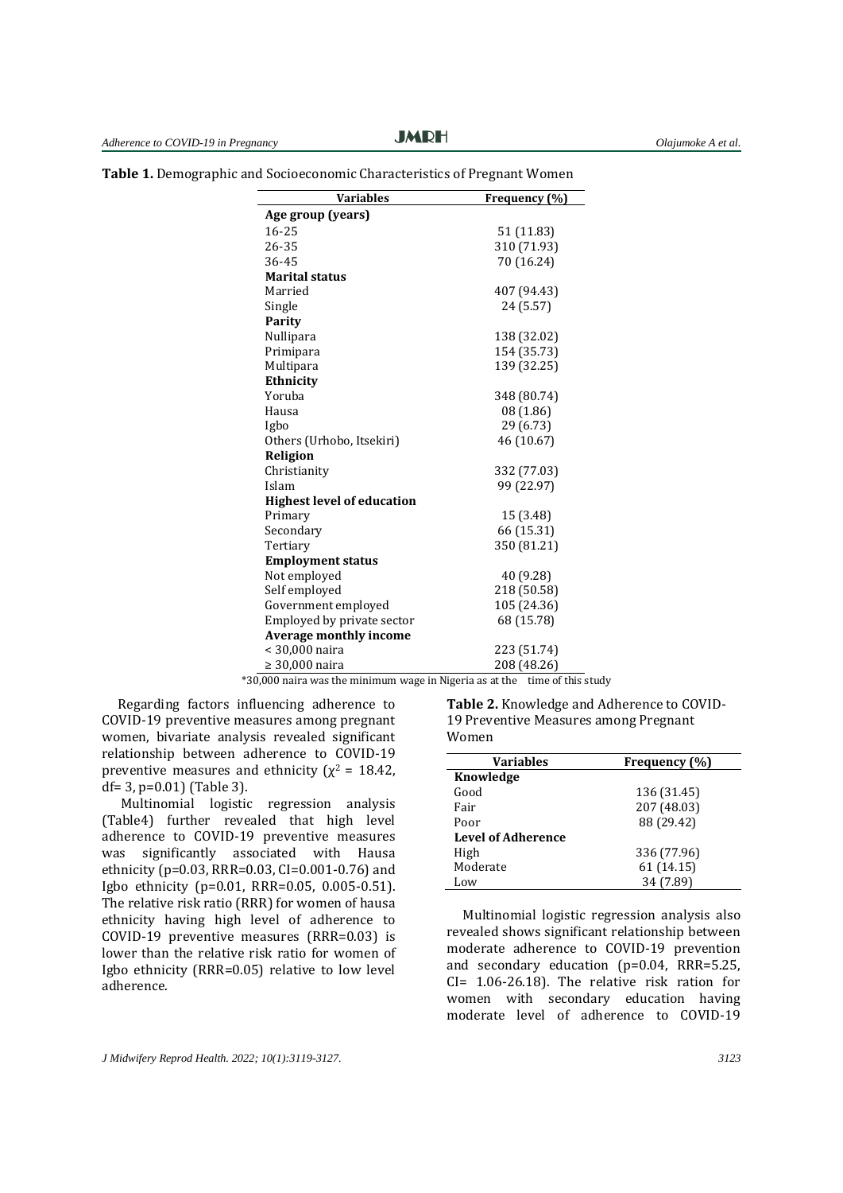**Table 1.** Demographic and Socioeconomic Characteristics of Pregnant Women

| Variables | Frequency (%) |
|---|---|
| **Age group (years)** | |
| 16-25 | 51 (11.83) |
| 26-35 | 310 (71.93) |
| 36-45 | 70 (16.24) |
| **Marital status** | |
| Married | 407 (94.43) |
| Single | 24 (5.57) |
| **Parity** | |
| Nullipara | 138 (32.02) |
| Primipara | 154 (35.73) |
| Multipara | 139 (32.25) |
| **Ethnicity** | |
| Yoruba | 348 (80.74) |
| Hausa | 08 (1.86) |
| Igbo | 29 (6.73) |
| Others (Urhobo, Itsekiri) | 46 (10.67) |
| **Religion** | |
| Christianity | 332 (77.03) |
| Islam | 99 (22.97) |
| **Highest level of education** | |
| Primary | 15 (3.48) |
| Secondary | 66 (15.31) |
| Tertiary | 350 (81.21) |
| **Employment status** | |
| Not employed | 40 (9.28) |
| Self employed | 218 (50.58) |
| Government employed | 105 (24.36) |
| Employed by private sector | 68 (15.78) |
| **Average monthly income** | |
| < 30,000 naira | 223 (51.74) |
| ≥ 30,000 naira | 208 (48.26) |

*30,000 naira was the minimum wage in Nigeria as at the time of this study

Regarding factors influencing adherence to COVID-19 preventive measures among pregnant women, bivariate analysis revealed significant relationship between adherence to COVID-19 preventive measures and ethnicity ($\chi^2$ = 18.42, df= 3, p=0.01) (Table 3).

Multinomial logistic regression analysis (Table4) further revealed that high level adherence to COVID-19 preventive measures was significantly associated with Hausa ethnicity (p=0.03, RRR=0.03, CI=0.001-0.76) and Igbo ethnicity (p=0.01, RRR=0.05, 0.005-0.51). The relative risk ratio (RRR) for women of hausa ethnicity having high level of adherence to COVID-19 preventive measures (RRR=0.03) is lower than the relative risk ratio for women of Igbo ethnicity (RRR=0.05) relative to low level adherence.

**Table 2.** Knowledge and Adherence to COVID-19 Preventive Measures among Pregnant Women

| Variables | Frequency (%) |
|---|---|
| **Knowledge** | |
| Good | 136 (31.45) |
| Fair | 207 (48.03) |
| Poor | 88 (29.42) |
| **Level of Adherence** | |
| High | 336 (77.96) |
| Moderate | 61 (14.15) |
| Low | 34 (7.89) |

Multinomial logistic regression analysis also revealed shows significant relationship between moderate adherence to COVID-19 prevention and secondary education (p=0.04, RRR=5.25, CI= 1.06-26.18). The relative risk ration for women with secondary education having moderate level of adherence to COVID-19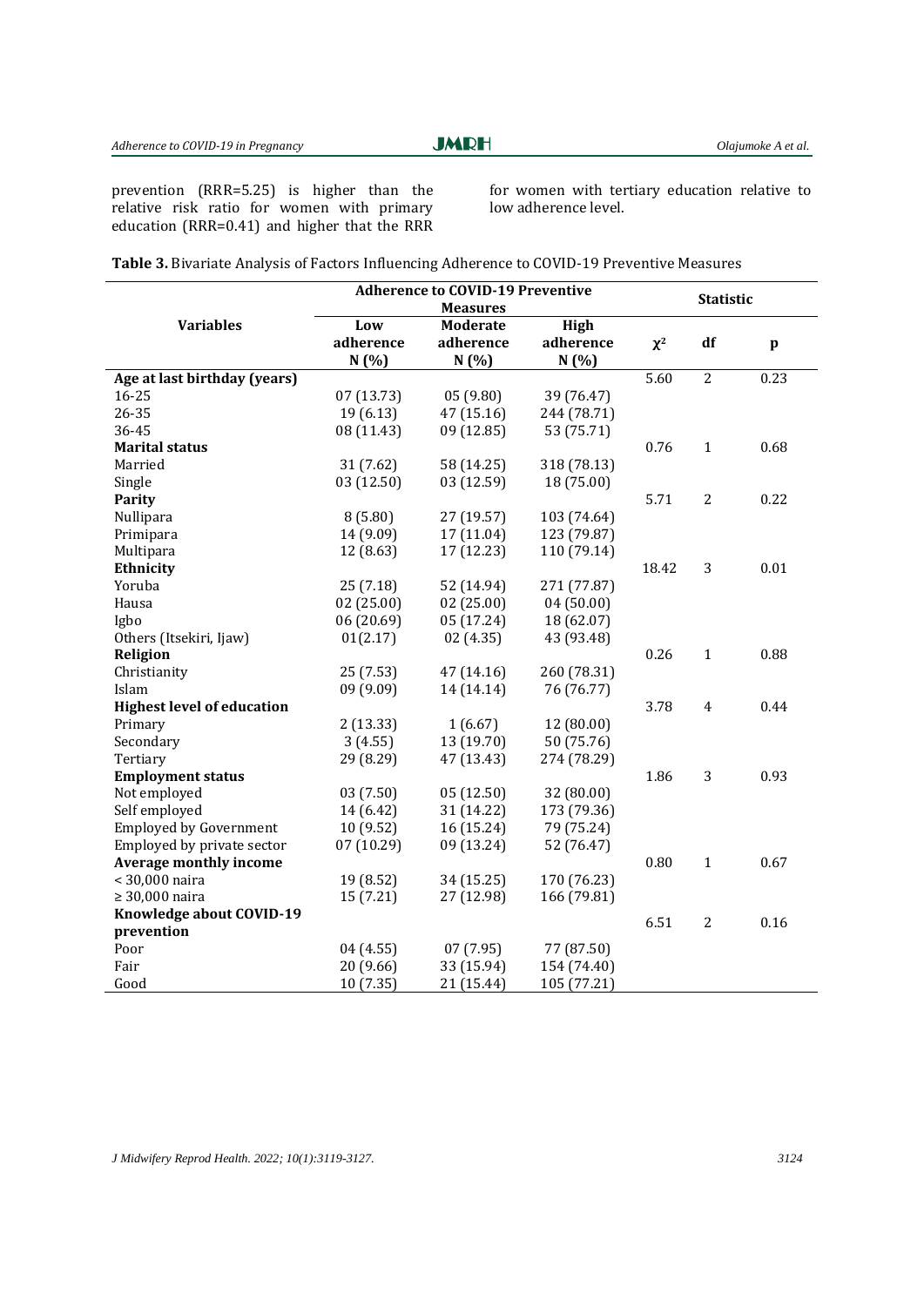prevention (RRR=5.25) is higher than the relative risk ratio for women with primary education (RRR=0.41) and higher that the RRR for women with tertiary education relative to low adherence level.

**Table 3.** Bivariate Analysis of Factors Influencing Adherence to COVID-19 Preventive Measures

| Variables | Adherence to COVID-19 Preventive Measures | | | Statistic | | |
|---|---|---|---|---|---|---|
| | Low adherence N (%) | Moderate adherence N (%) | High adherence N (%) | $\chi^2$ | df | p |
| **Age at last birthday (years)** | | | | 5.60 | 2 | 0.23 |
| 16-25 | 07 (13.73) | 05 (9.80) | 39 (76.47) | | | |
| 26-35 | 19 (6.13) | 47 (15.16) | 244 (78.71) | | | |
| 36-45 | 08 (11.43) | 09 (12.85) | 53 (75.71) | | | |
| **Marital status** | | | | 0.76 | 1 | 0.68 |
| Married | 31 (7.62) | 58 (14.25) | 318 (78.13) | | | |
| Single | 03 (12.50) | 03 (12.59) | 18 (75.00) | | | |
| **Parity** | | | | 5.71 | 2 | 0.22 |
| Nullipara | 8 (5.80) | 27 (19.57) | 103 (74.64) | | | |
| Primipara | 14 (9.09) | 17 (11.04) | 123 (79.87) | | | |
| Multipara | 12 (8.63) | 17 (12.23) | 110 (79.14) | | | |
| **Ethnicity** | | | | 18.42 | 3 | 0.01 |
| Yoruba | 25 (7.18) | 52 (14.94) | 271 (77.87) | | | |
| Hausa | 02 (25.00) | 02 (25.00) | 04 (50.00) | | | |
| Igbo | 06 (20.69) | 05 (17.24) | 18 (62.07) | | | |
| Others (Itsekiri, Ijaw) | 01(2.17) | 02 (4.35) | 43 (93.48) | | | |
| **Religion** | | | | 0.26 | 1 | 0.88 |
| Christianity | 25 (7.53) | 47 (14.16) | 260 (78.31) | | | |
| Islam | 09 (9.09) | 14 (14.14) | 76 (76.77) | | | |
| **Highest level of education** | | | | 3.78 | 4 | 0.44 |
| Primary | 2 (13.33) | 1 (6.67) | 12 (80.00) | | | |
| Secondary | 3 (4.55) | 13 (19.70) | 50 (75.76) | | | |
| Tertiary | 29 (8.29) | 47 (13.43) | 274 (78.29) | | | |
| **Employment status** | | | | 1.86 | 3 | 0.93 |
| Not employed | 03 (7.50) | 05 (12.50) | 32 (80.00) | | | |
| Self employed | 14 (6.42) | 31 (14.22) | 173 (79.36) | | | |
| Employed by Government | 10 (9.52) | 16 (15.24) | 79 (75.24) | | | |
| Employed by private sector | 07 (10.29) | 09 (13.24) | 52 (76.47) | | | |
| **Average monthly income** | | | | 0.80 | 1 | 0.67 |
| < 30,000 naira | 19 (8.52) | 34 (15.25) | 170 (76.23) | | | |
| ≥ 30,000 naira | 15 (7.21) | 27 (12.98) | 166 (79.81) | | | |
| **Knowledge about COVID-19 prevention** | | | | 6.51 | 2 | 0.16 |
| Poor | 04 (4.55) | 07 (7.95) | 77 (87.50) | | | |
| Fair | 20 (9.66) | 33 (15.94) | 154 (74.40) | | | |
| Good | 10 (7.35) | 21 (15.44) | 105 (77.21) | | | |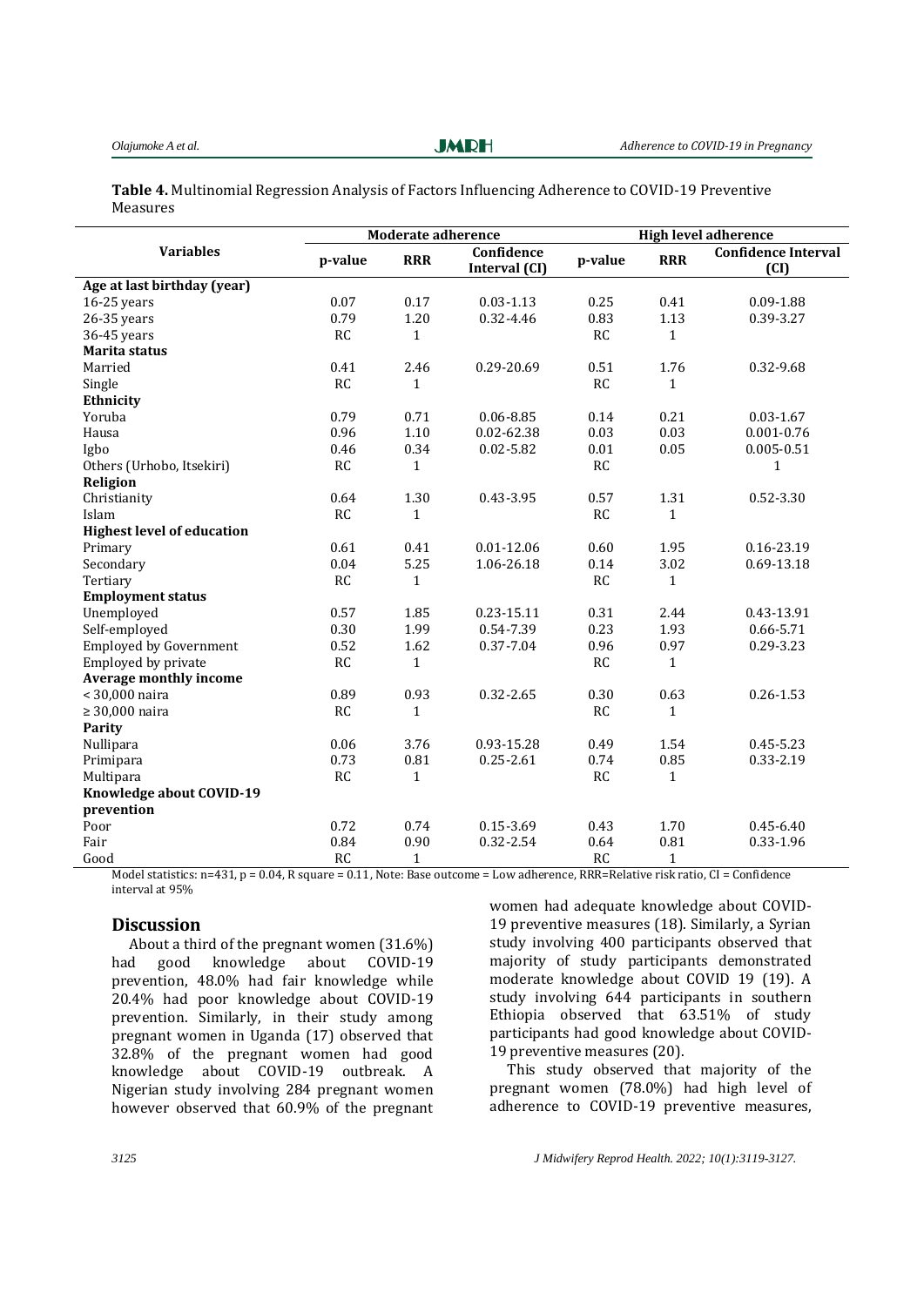**Table 4.** Multinomial Regression Analysis of Factors Influencing Adherence to COVID-19 Preventive Measures

| Variables | Moderate adherence | | | High level adherence | | |
|---|---|---|---|---|---|---|
| | p-value | RRR | Confidence Interval (CI) | p-value | RRR | Confidence Interval (CI) |
| **Age at last birthday (year)** | | | | | | |
| 16-25 years | 0.07 | 0.17 | 0.03-1.13 | 0.25 | 0.41 | 0.09-1.88 |
| 26-35 years | 0.79 | 1.20 | 0.32-4.46 | 0.83 | 1.13 | 0.39-3.27 |
| 36-45 years | RC | 1 | | RC | 1 | |
| **Marita status** | | | | | | |
| Married | 0.41 | 2.46 | 0.29-20.69 | 0.51 | 1.76 | 0.32-9.68 |
| Single | RC | 1 | | RC | 1 | |
| **Ethnicity** | | | | | | |
| Yoruba | 0.79 | 0.71 | 0.06-8.85 | 0.14 | 0.21 | 0.03-1.67 |
| Hausa | 0.96 | 1.10 | 0.02-62.38 | 0.03 | 0.03 | 0.001-0.76 |
| Igbo | 0.46 | 0.34 | 0.02-5.82 | 0.01 | 0.05 | 0.005-0.51 |
| Others (Urhobo, Itsekiri) | RC | 1 | | RC | | 1 |
| **Religion** | | | | | | |
| Christianity | 0.64 | 1.30 | 0.43-3.95 | 0.57 | 1.31 | 0.52-3.30 |
| Islam | RC | 1 | | RC | 1 | |
| **Highest level of education** | | | | | | |
| Primary | 0.61 | 0.41 | 0.01-12.06 | 0.60 | 1.95 | 0.16-23.19 |
| Secondary | 0.04 | 5.25 | 1.06-26.18 | 0.14 | 3.02 | 0.69-13.18 |
| Tertiary | RC | 1 | | RC | 1 | |
| **Employment status** | | | | | | |
| Unemployed | 0.57 | 1.85 | 0.23-15.11 | 0.31 | 2.44 | 0.43-13.91 |
| Self-employed | 0.30 | 1.99 | 0.54-7.39 | 0.23 | 1.93 | 0.66-5.71 |
| Employed by Government | 0.52 | 1.62 | 0.37-7.04 | 0.96 | 0.97 | 0.29-3.23 |
| Employed by private | RC | 1 | | RC | 1 | |
| **Average monthly income** | | | | | | |
| < 30,000 naira | 0.89 | 0.93 | 0.32-2.65 | 0.30 | 0.63 | 0.26-1.53 |
| ≥ 30,000 naira | RC | 1 | | RC | 1 | |
| **Parity** | | | | | | |
| Nullipara | 0.06 | 3.76 | 0.93-15.28 | 0.49 | 1.54 | 0.45-5.23 |
| Primipara | 0.73 | 0.81 | 0.25-2.61 | 0.74 | 0.85 | 0.33-2.19 |
| Multipara | RC | 1 | | RC | 1 | |
| **Knowledge about COVID-19 prevention** | | | | | | |
| Poor | 0.72 | 0.74 | 0.15-3.69 | 0.43 | 1.70 | 0.45-6.40 |
| Fair | 0.84 | 0.90 | 0.32-2.54 | 0.64 | 0.81 | 0.33-1.96 |
| Good | RC | 1 | | RC | 1 | |

Model statistics: n=431, p = 0.04, R square = 0.11, Note: Base outcome = Low adherence, RRR=Relative risk ratio, CI = Confidence interval at 95%

## Discussion

About a third of the pregnant women (31.6%) had good knowledge about COVID-19 prevention, 48.0% had fair knowledge while 20.4% had poor knowledge about COVID-19 prevention. Similarly, in their study among pregnant women in Uganda (17) observed that 32.8% of the pregnant women had good knowledge about COVID-19 outbreak. A Nigerian study involving 284 pregnant women however observed that 60.9% of the pregnant women had adequate knowledge about COVID-19 preventive measures (18). Similarly, a Syrian study involving 400 participants observed that majority of study participants demonstrated moderate knowledge about COVID 19 (19). A study involving 644 participants in southern Ethiopia observed that 63.51% of study participants had good knowledge about COVID-19 preventive measures (20).

This study observed that majority of the pregnant women (78.0%) had high level of adherence to COVID-19 preventive measures,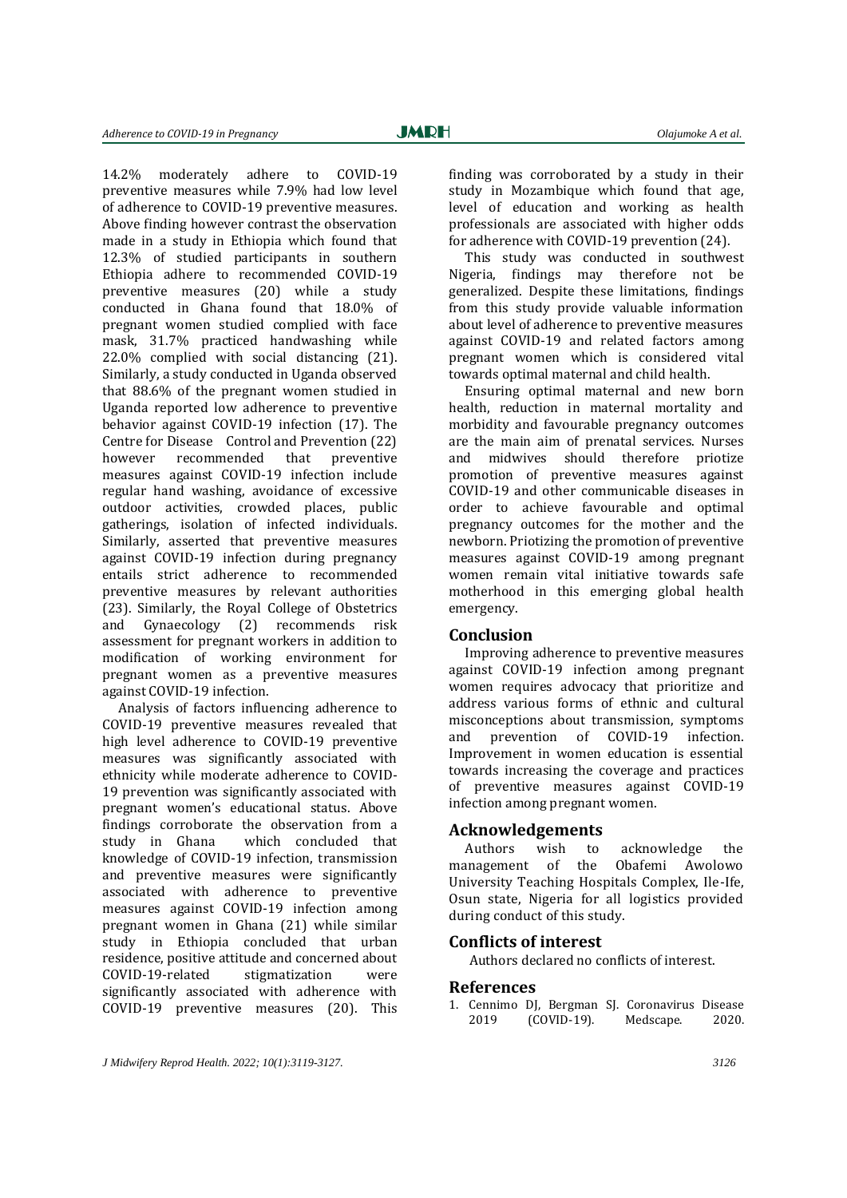14.2% moderately adhere to COVID-19 preventive measures while 7.9% had low level of adherence to COVID-19 preventive measures. Above finding however contrast the observation made in a study in Ethiopia which found that 12.3% of studied participants in southern Ethiopia adhere to recommended COVID-19 preventive measures (20) while a study conducted in Ghana found that 18.0% of pregnant women studied complied with face mask, 31.7% practiced handwashing while 22.0% complied with social distancing (21). Similarly, a study conducted in Uganda observed that 88.6% of the pregnant women studied in Uganda reported low adherence to preventive behavior against COVID-19 infection (17). The Centre for Disease Control and Prevention (22) however recommended that preventive measures against COVID-19 infection include regular hand washing, avoidance of excessive outdoor activities, crowded places, public gatherings, isolation of infected individuals. Similarly, asserted that preventive measures against COVID-19 infection during pregnancy entails strict adherence to recommended preventive measures by relevant authorities (23). Similarly, the Royal College of Obstetrics and Gynaecology (2) recommends risk assessment for pregnant workers in addition to modification of working environment for pregnant women as a preventive measures against COVID-19 infection.

Analysis of factors influencing adherence to COVID-19 preventive measures revealed that high level adherence to COVID-19 preventive measures was significantly associated with ethnicity while moderate adherence to COVID-19 prevention was significantly associated with pregnant women's educational status. Above findings corroborate the observation from a study in Ghana which concluded that knowledge of COVID-19 infection, transmission and preventive measures were significantly associated with adherence to preventive measures against COVID-19 infection among pregnant women in Ghana (21) while similar study in Ethiopia concluded that urban residence, positive attitude and concerned about COVID-19-related stigmatization were significantly associated with adherence with COVID-19 preventive measures (20). This finding was corroborated by a study in their study in Mozambique which found that age, level of education and working as health professionals are associated with higher odds for adherence with COVID-19 prevention (24).

This study was conducted in southwest Nigeria, findings may therefore not be generalized. Despite these limitations, findings from this study provide valuable information about level of adherence to preventive measures against COVID-19 and related factors among pregnant women which is considered vital towards optimal maternal and child health.

Ensuring optimal maternal and new born health, reduction in maternal mortality and morbidity and favourable pregnancy outcomes are the main aim of prenatal services. Nurses and midwives should therefore priotize promotion of preventive measures against COVID-19 and other communicable diseases in order to achieve favourable and optimal pregnancy outcomes for the mother and the newborn. Priotizing the promotion of preventive measures against COVID-19 among pregnant women remain vital initiative towards safe motherhood in this emerging global health emergency.

## Conclusion

Improving adherence to preventive measures against COVID-19 infection among pregnant women requires advocacy that prioritize and address various forms of ethnic and cultural misconceptions about transmission, symptoms and prevention of COVID-19 infection. Improvement in women education is essential towards increasing the coverage and practices of preventive measures against COVID-19 infection among pregnant women.

## Acknowledgements

Authors wish to acknowledge the management of the Obafemi Awolowo University Teaching Hospitals Complex, Ile-Ife, Osun state, Nigeria for all logistics provided during conduct of this study.

## Conflicts of interest

Authors declared no conflicts of interest.

## References

1. Cennimo DJ, Bergman SJ. Coronavirus Disease 2019 (COVID-19). Medscape. 2020.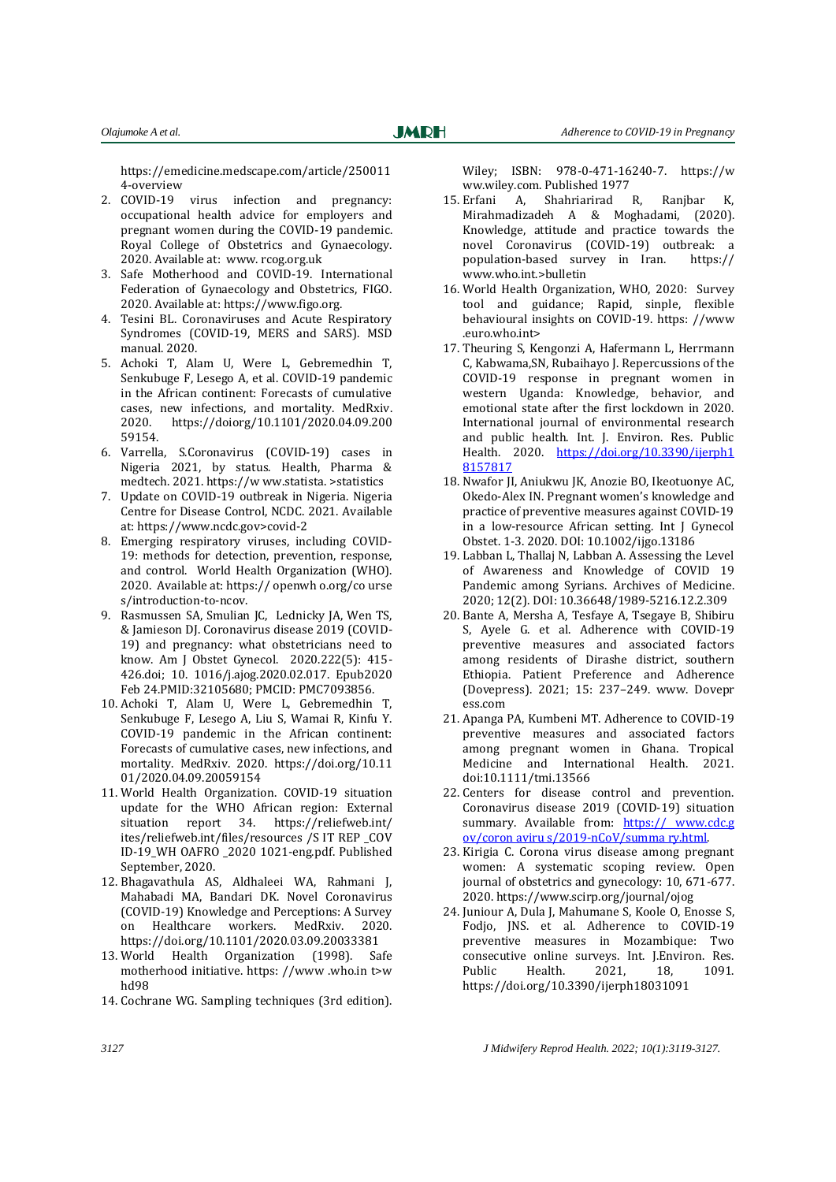https://emedicine.medscape.com/article/2500114-overview

2. COVID-19 virus infection and pregnancy: occupational health advice for employers and pregnant women during the COVID-19 pandemic. Royal College of Obstetrics and Gynaecology. 2020. Available at: www. rcog.org.uk
3. Safe Motherhood and COVID-19. International Federation of Gynaecology and Obstetrics, FIGO. 2020. Available at: https://www.figo.org.
4. Tesini BL. Coronaviruses and Acute Respiratory Syndromes (COVID-19, MERS and SARS). MSD manual. 2020.
5. Achoki T, Alam U, Were L, Gebremedhin T, Senkubuge F, Lesego A, et al. COVID-19 pandemic in the African continent: Forecasts of cumulative cases, new infections, and mortality. MedRxiv. 2020. https://doiorg/10.1101/2020.04.09.20059154.
6. Varrella, S.Coronavirus (COVID-19) cases in Nigeria 2021, by status. Health, Pharma & medtech. 2021. https://w ww.statista. >statistics
7. Update on COVID-19 outbreak in Nigeria. Nigeria Centre for Disease Control, NCDC. 2021. Available at: https://www.ncdc.gov>covid-2
8. Emerging respiratory viruses, including COVID-19: methods for detection, prevention, response, and control. World Health Organization (WHO). 2020. Available at: https:// openwh o.org/co urse s/introduction-to-ncov.
9. Rasmussen SA, Smulian JC, Lednicky JA, Wen TS, & Jamieson DJ. Coronavirus disease 2019 (COVID-19) and pregnancy: what obstetricians need to know. Am J Obstet Gynecol. 2020.222(5): 415-426.doi; 10. 1016/j.ajog.2020.02.017. Epub2020 Feb 24.PMID:32105680; PMCID: PMC7093856.
10. Achoki T, Alam U, Were L, Gebremedhin T, Senkubuge F, Lesego A, Liu S, Wamai R, Kinfu Y. COVID-19 pandemic in the African continent: Forecasts of cumulative cases, new infections, and mortality. MedRxiv. 2020. https://doi.org/10.1101/2020.04.09.20059154
11. World Health Organization. COVID-19 situation update for the WHO African region: External situation report 34. https://reliefweb.int/ites/reliefweb.int/files/resources /S IT REP _COVID-19_WH OAFRO _2020 1021-eng.pdf. Published September, 2020.
12. Bhagavathula AS, Aldhaleei WA, Rahmani J, Mahabadi MA, Bandari DK. Novel Coronavirus (COVID-19) Knowledge and Perceptions: A Survey on Healthcare workers. MedRxiv. 2020. https://doi.org/10.1101/2020.03.09.20033381
13. World Health Organization (1998). Safe motherhood initiative. https: //www .who.in t>whd98
14. Cochrane WG. Sampling techniques (3rd edition). Wiley; ISBN: 978-0-471-16240-7. https://www.wiley.com. Published 1977
15. Erfani A, Shahriarirad R, Ranjbar K, Mirahmadizadeh A & Moghadami, (2020). Knowledge, attitude and practice towards the novel Coronavirus (COVID-19) outbreak: a population-based survey in Iran. https:// www.who.int.>bulletin
16. World Health Organization, WHO, 2020: Survey tool and guidance; Rapid, simple, flexible behavioural insights on COVID-19. https: //www .euro.who.int>
17. Theuring S, Kengonzi A, Hafermann L, Herrmann C, Kabwama,SN, Rubaihayo J. Repercussions of the COVID-19 response in pregnant women in western Uganda: Knowledge, behavior, and emotional state after the first lockdown in 2020. International journal of environmental research and public health. Int. J. Environ. Res. Public Health. 2020. https://doi.org/10.3390/ijerph18157817
18. Nwafor JI, Aniukwu JK, Anozie BO, Ikeotuonye AC, Okedo-Alex IN. Pregnant women's knowledge and practice of preventive measures against COVID-19 in a low-resource African setting. Int J Gynecol Obstet. 1-3. 2020. DOI: 10.1002/ijgo.13186
19. Labban L, Thallaj N, Labban A. Assessing the Level of Awareness and Knowledge of COVID 19 Pandemic among Syrians. Archives of Medicine. 2020; 12(2). DOI: 10.36648/1989-5216.12.2.309
20. Bante A, Mersha A, Tesfaye A, Tsegaye B, Shibiru S, Ayele G. et al. Adherence with COVID-19 preventive measures and associated factors among residents of Dirashe district, southern Ethiopia. Patient Preference and Adherence (Dovepress). 2021; 15: 237–249. www. Dovepress.com
21. Apanga PA, Kumbeni MT. Adherence to COVID-19 preventive measures and associated factors among pregnant women in Ghana. Tropical Medicine and International Health. 2021. doi:10.1111/tmi.13566
22. Centers for disease control and prevention. Coronavirus disease 2019 (COVID-19) situation summary. Available from: https:// www.cdc.gov/coron aviru s/2019-nCoV/summa ry.html.
23. Kirigia C. Corona virus disease among pregnant women: A systematic scoping review. Open journal of obstetrics and gynecology: 10, 671-677. 2020. https://www.scirp.org/journal/ojog
24. Juniour A, Dula J, Mahumane S, Koole O, Enosse S, Fodjo, JNS. et al. Adherence to COVID-19 preventive measures in Mozambique: Two consecutive online surveys. Int. J.Environ. Res. Public Health. 2021, 18, 1091. https://doi.org/10.3390/ijerph18031091